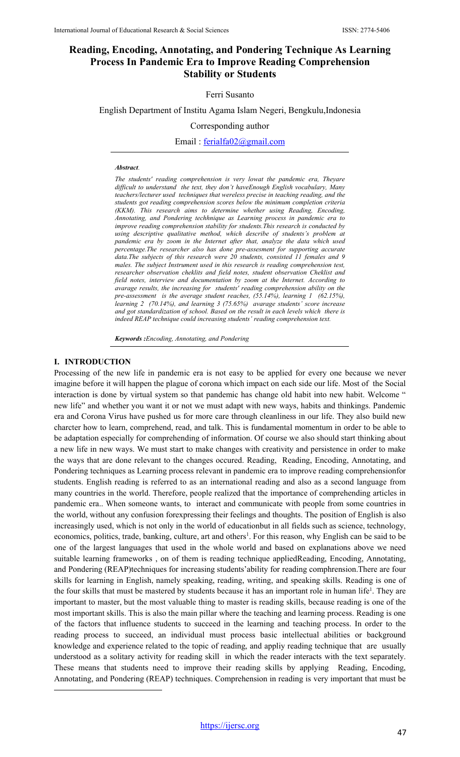# Reading, Encoding, Annotating, and Pondering Technique As Learning Process In Pandemic Era to Improve Reading Comprehension Stability or Students

Ferri Susanto

English Department of Institu Agama Islam Negeri, Bengkulu,Indonesia

Corresponding author

Email : ferialfa02@gmail.com

***Abstract.***

*The students' reading comprehension is very lowat the pandemic era, Theyare difficult to understand the text, they don't haveEnough English vocabulary, Many teachers/lecturer used techniques that wereless precise in teaching reading, and the students got reading comprehension scores below the minimum completion criteria (KKM). This research aims to determine whether using Reading, Encoding, Annotating, and Pondering techhnique as Learning process in pandemic era to improve reading comprehension stability for students.This research is conducted by using descriptive qualitative method, which describe of students's problem at pandemic era by zoom in the Internet after that, analyze the data which used percentage.The researcher also has done pre-assesment for supporting accurate data.The subjects of this research were 20 students, consisted 11 females and 9 males. The subject Instrument used in this research is reading comprehension test, researcher observation cheklits and field notes, student observation Cheklist and field notes, interview and documentation by zoom at the Internet. According to avarage results, the increasing for students' reading comprehension ability on the pre-assessment is the average student reaches, (55.14%), learning 1 (62.15%), learning 2 (70.14%), and learning 3 (75.65%) avarage students' score increase and got standardization of school. Based on the result in each levels which there is indeed REAP technique could increasing students' reading comprehension text.*

***Keywords :****Encoding, Annotating, and Pondering*

## I. INTRODUCTION

Processing of the new life in pandemic era is not easy to be applied for every one because we never imagine before it will happen the plague of corona which impact on each side our life. Most of the Social interaction is done by virtual system so that pandemic has change old habit into new habit. Welcome " new life" and whether you want it or not we must adapt with new ways, habits and thinkings. Pandemic era and Corona Virus have pushed us for more care through cleanliness in our life. They also build new charcter how to learn, comprehend, read, and talk. This is fundamental momentum in order to be able to be adaptation especially for comprehending of information. Of course we also should start thinking about a new life in new ways. We must start to make changes with creativity and persistence in order to make the ways that are done relevant to the changes occured. Reading, Reading, Encoding, Annotating, and Pondering techniques as Learning process relevant in pandemic era to improve reading comprehensionfor students. English reading is referred to as an international reading and also as a second language from many countries in the world. Therefore, people realized that the importance of comprehending articles in pandemic era.. When someone wants, to interact and communicate with people from some countries in the world, without any confusion forexpressing their feelings and thoughts. The position of English is also increasingly used, which is not only in the world of educationbut in all fields such as science, technology, economics, politics, trade, banking, culture, art and others[1]. For this reason, why English can be said to be one of the largest languages that used in the whole world and based on explanations above we need suitable learning frameworks , on of them is reading technique appliedReading, Encoding, Annotating, and Pondering (REAP)techniques for increasing students'ability for reading comphrension.There are four skills for learning in English, namely speaking, reading, writing, and speaking skills. Reading is one of the four skills that must be mastered by students because it has an important role in human life[1]. They are important to master, but the most valuable thing to master is reading skills, because reading is one of the most important skills. This is also the main pillar where the teaching and learning process. Reading is one of the factors that influence students to succeed in the learning and teaching process. In order to the reading process to succeed, an individual must process basic intellectual abilities or background knowledge and experience related to the topic of reading, and appliy reading technique that are usually understood as a solitary activity for reading skill in which the reader interacts with the text separately. These means that students need to improve their reading skills by applying Reading, Encoding, Annotating, and Pondering (REAP) techniques. Comprehension in reading is very important that must be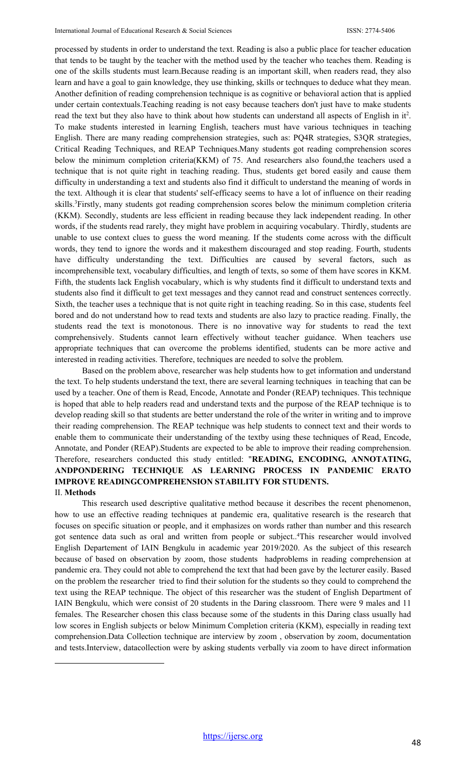processed by students in order to understand the text. Reading is also a public place for teacher education that tends to be taught by the teacher with the method used by the teacher who teaches them. Reading is one of the skills students must learn.Because reading is an important skill, when readers read, they also learn and have a goal to gain knowledge, they use thinking, skills or technques to deduce what they mean. Another definition of reading comprehension technique is as cognitive or behavioral action that is applied under certain contextuals.Teaching reading is not easy because teachers don't just have to make students read the text but they also have to think about how students can understand all aspects of English in it[2]. To make students interested in learning English, teachers must have various techniques in teaching English. There are many reading comprehension strategies, such as: PQ4R strategies, S3QR strategies, Critical Reading Techniques, and REAP Techniques.Many students got reading comprehension scores below the minimum completion criteria(KKM) of 75. And researchers also found,the teachers used a technique that is not quite right in teaching reading. Thus, students get bored easily and cause them difficulty in understanding a text and students also find it difficult to understand the meaning of words in the text. Although it is clear that students' self-efficacy seems to have a lot of influence on their reading skills.[3]Firstly, many students got reading comprehension scores below the minimum completion criteria (KKM). Secondly, students are less efficient in reading because they lack independent reading. In other words, if the students read rarely, they might have problem in acquiring vocabulary. Thirdly, students are unable to use context clues to guess the word meaning. If the students come across with the difficult words, they tend to ignore the words and it makesthem discouraged and stop reading. Fourth, students have difficulty understanding the text. Difficulties are caused by several factors, such as incomprehensible text, vocabulary difficulties, and length of texts, so some of them have scores in KKM. Fifth, the students lack English vocabulary, which is why students find it difficult to understand texts and students also find it difficult to get text messages and they cannot read and construct sentences correctly. Sixth, the teacher uses a technique that is not quite right in teaching reading. So in this case, students feel bored and do not understand how to read texts and students are also lazy to practice reading. Finally, the students read the text is monotonous. There is no innovative way for students to read the text comprehensively. Students cannot learn effectively without teacher guidance. When teachers use appropriate techniques that can overcome the problems identified, students can be more active and interested in reading activities. Therefore, techniques are needed to solve the problem.

Based on the problem above, researcher was help students how to get information and understand the text. To help students understand the text, there are several learning techniques in teaching that can be used by a teacher. One of them is Read, Encode, Annotate and Ponder (REAP) techniques. This technique is hoped that able to help readers read and understand texts and the purpose of the REAP technique is to develop reading skill so that students are better understand the role of the writer in writing and to improve their reading comprehension. The REAP technique was help students to connect text and their words to enable them to communicate their understanding of the textby using these techniques of Read, Encode, Annotate, and Ponder (REAP).Students are expected to be able to improve their reading comprehension. Therefore, researchers conducted this study entitled: "**READING, ENCODING, ANNOTATING, ANDPONDERING TECHNIQUE AS LEARNING PROCESS IN PANDEMIC ERATO IMPROVE READINGCOMPREHENSION STABILITY FOR STUDENTS.**

## II. Methods

This research used descriptive qualitative method because it describes the recent phenomenon, how to use an effective reading techniques at pandemic era, qualitative research is the research that focuses on specific situation or people, and it emphasizes on words rather than number and this research got sentence data such as oral and written from people or subject..[4]This researcher would involved English Departement of IAIN Bengkulu in academic year 2019/2020. As the subject of this research because of based on observation by zoom, those students hadproblems in reading comprehension at pandemic era. They could not able to comprehend the text that had been gave by the lecturer easily. Based on the problem the researcher tried to find their solution for the students so they could to comprehend the text using the REAP technique. The object of this researcher was the student of English Department of IAIN Bengkulu, which were consist of 20 students in the Daring classroom. There were 9 males and 11 females. The Researcher chosen this class because some of the students in this Daring class usually had low scores in English subjects or below Minimum Completion criteria (KKM), especially in reading text comprehension.Data Collection technique are interview by zoom , observation by zoom, documentation and tests.Interview, datacollection were by asking students verbally via zoom to have direct information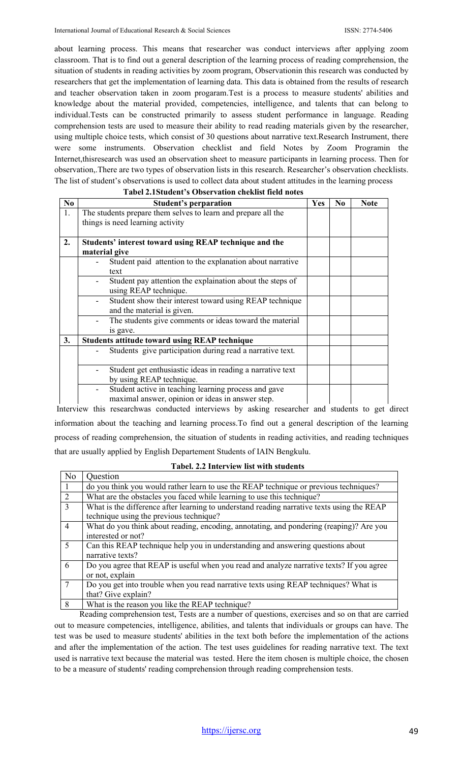about learning process. This means that researcher was conduct interviews after applying zoom classroom. That is to find out a general description of the learning process of reading comprehension, the situation of students in reading activities by zoom program, Observationin this research was conducted by researchers that get the implementation of learning data. This data is obtained from the results of research and teacher observation taken in zoom progaram.Test is a process to measure students' abilities and knowledge about the material provided, competencies, intelligence, and talents that can belong to individual.Tests can be constructed primarily to assess student performance in language. Reading comprehension tests are used to measure their ability to read reading materials given by the researcher, using multiple choice tests, which consist of 30 questions about narrative text.Research Instrument, there were some instruments. Observation checklist and field Notes by Zoom Programin the Internet,thisresearch was used an observation sheet to measure participants in learning process. Then for observation,.There are two types of observation lists in this research. Researcher's observation checklists. The list of student's observations is used to collect data about student attitudes in the learning process

**Tabel 2.1Student's Observation cheklist field notes**

| No | Student's perparation | Yes | No | Note |
|---|---|---|---|---|
| 1. | The students prepare them selves to learn and prepare all the things is need learning activity | | | |
| **2.** | **Students' interest toward using REAP technique and the material give** | | | |
| | - Student paid attention to the explanation about narrative text | | | |
| | - Student pay attention the explaination about the steps of using REAP technique. | | | |
| | - Student show their interest toward using REAP technique and the material is given. | | | |
| | - The students give comments or ideas toward the material is gave. | | | |
| **3.** | **Students attitude toward using REAP technique** | | | |
| | - Students give participation during read a narrative text. | | | |
| | - Student get enthusiastic ideas in reading a narrative text by using REAP technique. | | | |
| | - Student active in teaching learning process and gave maximal answer, opinion or ideas in answer step. | | | |

Interview this researchwas conducted interviews by asking researcher and students to get direct information about the teaching and learning process.To find out a general description of the learning process of reading comprehension, the situation of students in reading activities, and reading techniques that are usually applied by English Departement Students of IAIN Bengkulu.

**Tabel. 2.2 Interview list with students**

| No | Question |
|---|---|
| 1 | do you think you would rather learn to use the REAP technique or previous techniques? |
| 2 | What are the obstacles you faced while learning to use this technique? |
| 3 | What is the difference after learning to understand reading narrative texts using the REAP technique using the previous technique? |
| 4 | What do you think about reading, encoding, annotating, and pondering (reaping)? Are you interested or not? |
| 5 | Can this REAP technique help you in understanding and answering questions about narrative texts? |
| 6 | Do you agree that REAP is useful when you read and analyze narrative texts? If you agree or not, explain |
| 7 | Do you get into trouble when you read narrative texts using REAP techniques? What is that? Give explain? |
| 8 | What is the reason you like the REAP technique? |

Reading comprehension test, Tests are a number of questions, exercises and so on that are carried out to measure competencies, intelligence, abilities, and talents that individuals or groups can have. The test was be used to measure students' abilities in the text both before the implementation of the actions and after the implementation of the action. The test uses guidelines for reading narrative text. The text used is narrative text because the material was tested. Here the item chosen is multiple choice, the chosen to be a measure of students' reading comprehension through reading comprehension tests.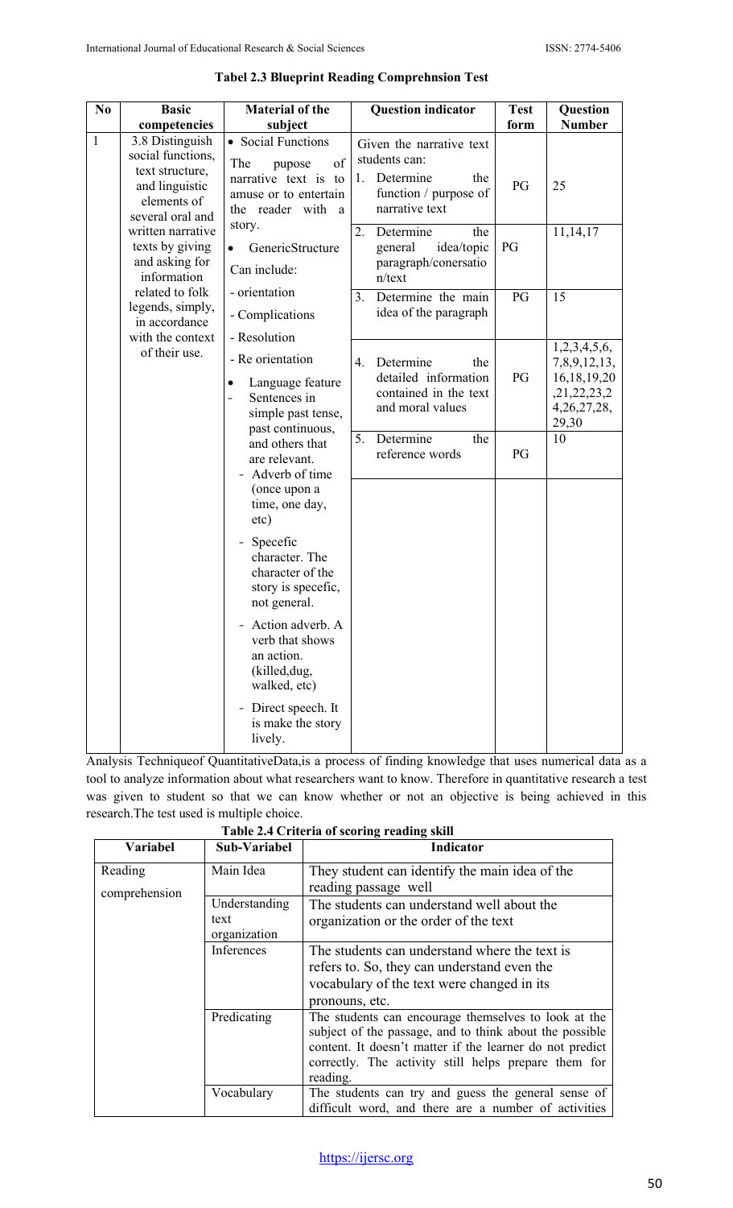**Tabel 2.3 Blueprint Reading Comprehnsion Test**

| No | Basic competencies | Material of the subject | Question indicator | Test form | Question Number |
|---|---|---|---|---|---|
| 1 | 3.8 Distinguish social functions, text structure, and linguistic elements of several oral and written narrative texts by giving and asking for information related to folk legends, simply, in accordance with the context of their use. | • Social Functions<br>The pupose of narrative text is to amuse or to entertain the reader with a story.<br>• GenericStructure<br>Can include:<br>- orientation<br>- Complications<br>- Resolution<br>- Re orientation<br>• Language feature<br>- Sentences in simple past tense, past continuous, and others that are relevant.<br>- Adverb of time (once upon a time, one day, etc)<br>- Specefic character. The character of the story is specefic, not general.<br>- Action adverb. A verb that shows an action. (killed,dug, walked, etc)<br>- Direct speech. It is make the story lively. | Given the narrative text students can:<br>1. Determine the function / purpose of narrative text | PG | 25 |
| | | | 2. Determine the general idea/topic paragraph/conersation/text | PG | 11,14,17 |
| | | | 3. Determine the main idea of the paragraph | PG | 15 |
| | | | 4. Determine the detailed information contained in the text and moral values | PG | 1,2,3,4,5,6, 7,8,9,12,13, 16,18,19,20 ,21,22,23,2 4,26,27,28, 29,30 |
| | | | 5. Determine the reference words | PG | 10 |

Analysis Techniqueof QuantitativeData,is a process of finding knowledge that uses numerical data as a tool to analyze information about what researchers want to know. Therefore in quantitative research a test was given to student so that we can know whether or not an objective is being achieved in this research.The test used is multiple choice.

**Table 2.4 Criteria of scoring reading skill**

| Variabel | Sub-Variabel | Indicator |
|---|---|---|
| Reading comprehension | Main Idea | They student can identify the main idea of the reading passage well |
| | Understanding text organization | The students can understand well about the organization or the order of the text |
| | Inferences | The students can understand where the text is refers to. So, they can understand even the vocabulary of the text were changed in its pronouns, etc. |
| | Predicating | The students can encourage themselves to look at the subject of the passage, and to think about the possible content. It doesn't matter if the learner do not predict correctly. The activity still helps prepare them for reading. |
| | Vocabulary | The students can try and guess the general sense of difficult word, and there are a number of activities |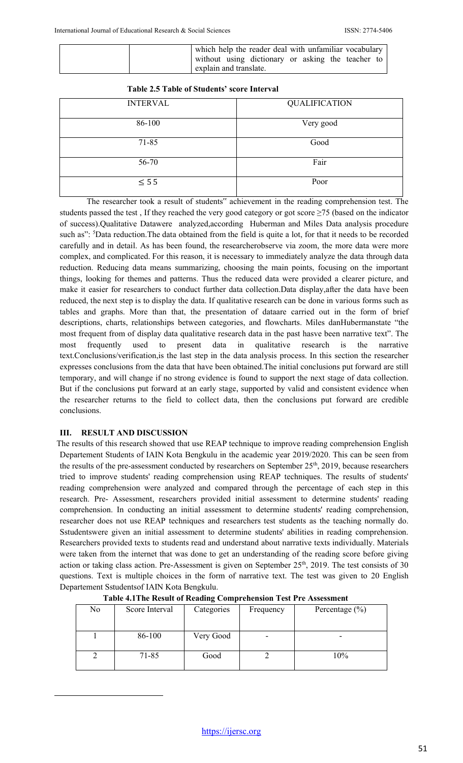| | | which help the reader deal with unfamiliar vocabulary without using dictionary or asking the teacher to explain and translate. |
|---|---|---|

**Table 2.5 Table of Students' score Interval**

| INTERVAL | QUALIFICATION |
|---|---|
| 86-100 | Very good |
| 71-85 | Good |
| 56-70 | Fair |
| ≤ 5 5 | Poor |

The researcher took a result of students" achievement in the reading comprehension test. The students passed the test , If they reached the very good category or got score ≥75 (based on the indicator of success).Qualitative Datawere analyzed,according Huberman and Miles Data analysis procedure such as": [5]Data reduction.The data obtained from the field is quite a lot, for that it needs to be recorded carefully and in detail. As has been found, the researcherobserve via zoom, the more data were more complex, and complicated. For this reason, it is necessary to immediately analyze the data through data reduction. Reducing data means summarizing, choosing the main points, focusing on the important things, looking for themes and patterns. Thus the reduced data were provided a clearer picture, and make it easier for researchers to conduct further data collection.Data display,after the data have been reduced, the next step is to display the data. If qualitative research can be done in various forms such as tables and graphs. More than that, the presentation of dataare carried out in the form of brief descriptions, charts, relationships between categories, and flowcharts. Miles danHubermanstate "the most frequent from of display data qualitative research data in the past hasve been narrative text". The most frequently used to present data in qualitative research is the narrative text.Conclusions/verification,is the last step in the data analysis process. In this section the researcher expresses conclusions from the data that have been obtained.The initial conclusions put forward are still temporary, and will change if no strong evidence is found to support the next stage of data collection. But if the conclusions put forward at an early stage, supported by valid and consistent evidence when the researcher returns to the field to collect data, then the conclusions put forward are credible conclusions.

## III. RESULT AND DISCUSSION

The results of this research showed that use REAP technique to improve reading comprehension English Departement Students of IAIN Kota Bengkulu in the academic year 2019/2020. This can be seen from the results of the pre-assessment conducted by researchers on September 25th, 2019, because researchers tried to improve students' reading comprehension using REAP techniques. The results of students' reading comprehension were analyzed and compared through the percentage of each step in this research. Pre- Assessment, researchers provided initial assessment to determine students' reading comprehension. In conducting an initial assessment to determine students' reading comprehension, researcher does not use REAP techniques and researchers test students as the teaching normally do. Sstudentswere given an initial assessment to determine students' abilities in reading comprehension. Researchers provided texts to students read and understand about narrative texts individually. Materials were taken from the internet that was done to get an understanding of the reading score before giving action or taking class action. Pre-Assessment is given on September 25th, 2019. The test consists of 30 questions. Text is multiple choices in the form of narrative text. The test was given to 20 English Departement Sstudentsof IAIN Kota Bengkulu.

**Table 4.1The Result of Reading Comprehension Test Pre Assessment**

| No | Score Interval | Categories | Frequency | Percentage (%) |
|---|---|---|---|---|
| 1 | 86-100 | Very Good | - | - |
| 2 | 71-85 | Good | 2 | 10% |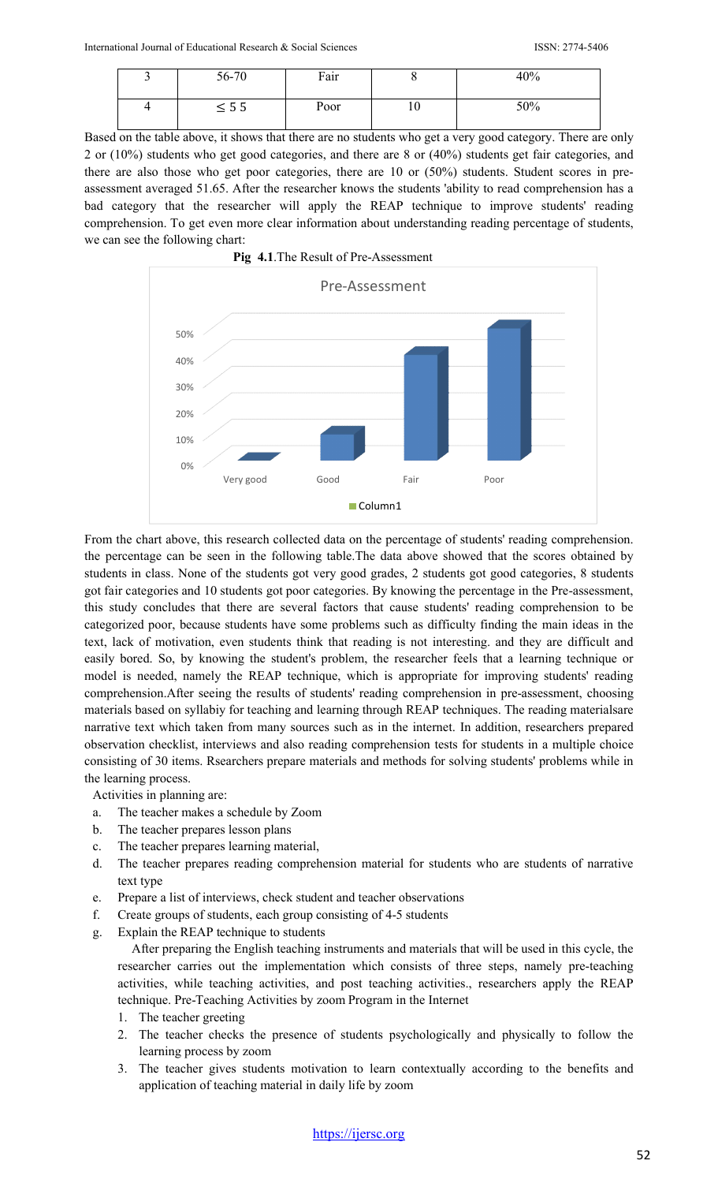| 3 | 56-70 | Fair | 8 | 40% |
|---|---|---|---|---|
| 4 | ≤ 5 5 | Poor | 10 | 50% |

Based on the table above, it shows that there are no students who get a very good category. There are only 2 or (10%) students who get good categories, and there are 8 or (40%) students get fair categories, and there are also those who get poor categories, there are 10 or (50%) students. Student scores in pre-assessment averaged 51.65. After the researcher knows the students 'ability to read comprehension has a bad category that the researcher will apply the REAP technique to improve students' reading comprehension. To get even more clear information about understanding reading percentage of students, we can see the following chart:

**Pig 4.1**.The Result of Pre-Assessment

From the chart above, this research collected data on the percentage of students' reading comprehension. the percentage can be seen in the following table.The data above showed that the scores obtained by students in class. None of the students got very good grades, 2 students got good categories, 8 students got fair categories and 10 students got poor categories. By knowing the percentage in the Pre-assessment, this study concludes that there are several factors that cause students' reading comprehension to be categorized poor, because students have some problems such as difficulty finding the main ideas in the text, lack of motivation, even students think that reading is not interesting. and they are difficult and easily bored. So, by knowing the student's problem, the researcher feels that a learning technique or model is needed, namely the REAP technique, which is appropriate for improving students' reading comprehension.After seeing the results of students' reading comprehension in pre-assessment, choosing materials based on syllabiy for teaching and learning through REAP techniques. The reading materialsare narrative text which taken from many sources such as in the internet. In addition, researchers prepared observation checklist, interviews and also reading comprehension tests for students in a multiple choice consisting of 30 items. Rsearchers prepare materials and methods for solving students' problems while in the learning process.

Activities in planning are:

a. The teacher makes a schedule by Zoom
b. The teacher prepares lesson plans
c. The teacher prepares learning material,
d. The teacher prepares reading comprehension material for students who are students of narrative text type
e. Prepare a list of interviews, check student and teacher observations
f. Create groups of students, each group consisting of 4-5 students
g. Explain the REAP technique to students

After preparing the English teaching instruments and materials that will be used in this cycle, the researcher carries out the implementation which consists of three steps, namely pre-teaching activities, while teaching activities, and post teaching activities., researchers apply the REAP technique. Pre-Teaching Activities by zoom Program in the Internet

1. The teacher greeting
2. The teacher checks the presence of students psychologically and physically to follow the learning process by zoom
3. The teacher gives students motivation to learn contextually according to the benefits and application of teaching material in daily life by zoom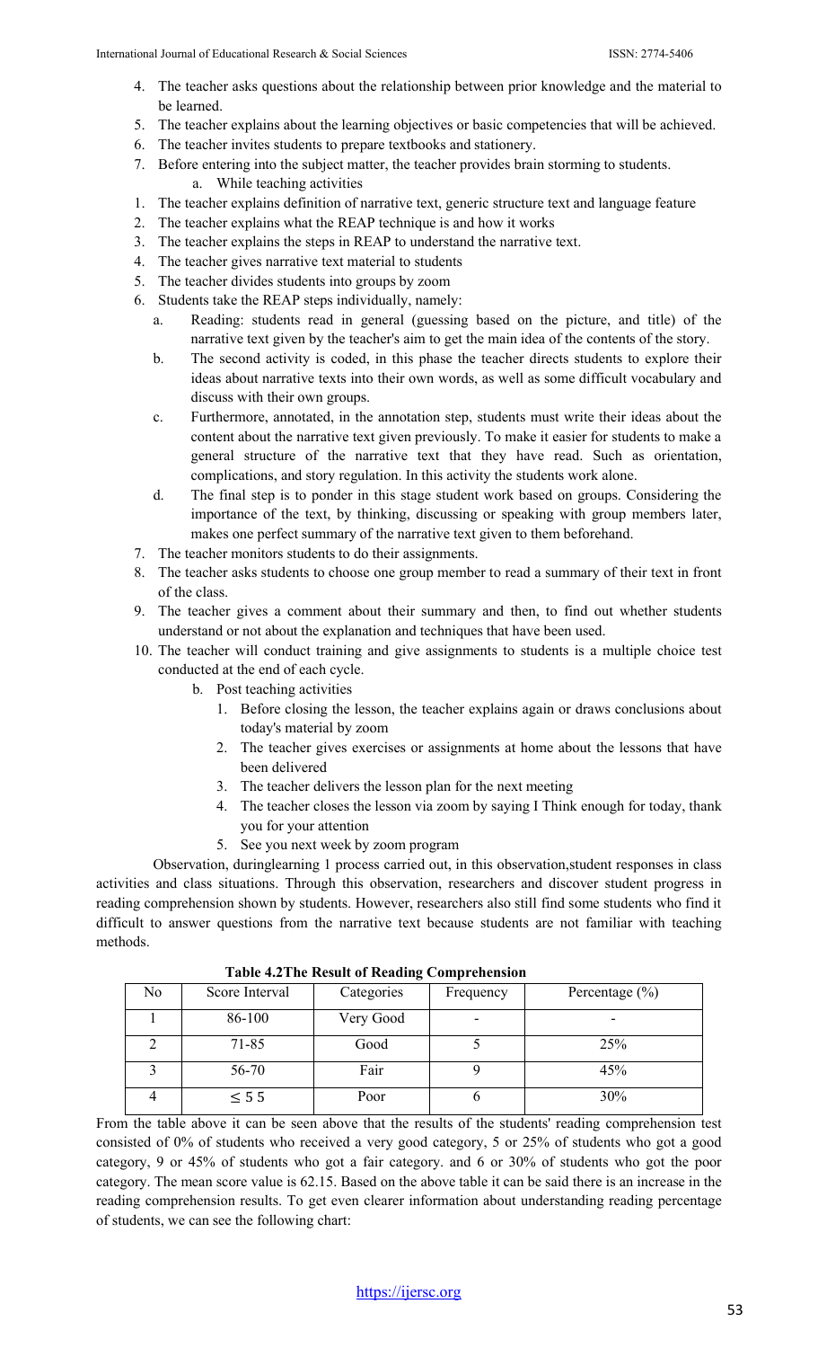4. The teacher asks questions about the relationship between prior knowledge and the material to be learned.
5. The teacher explains about the learning objectives or basic competencies that will be achieved.
6. The teacher invites students to prepare textbooks and stationery.
7. Before entering into the subject matter, the teacher provides brain storming to students.
   a. While teaching activities

1. The teacher explains definition of narrative text, generic structure text and language feature
2. The teacher explains what the REAP technique is and how it works
3. The teacher explains the steps in REAP to understand the narrative text.
4. The teacher gives narrative text material to students
5. The teacher divides students into groups by zoom
6. Students take the REAP steps individually, namely:
   a. Reading: students read in general (guessing based on the picture, and title) of the narrative text given by the teacher's aim to get the main idea of the contents of the story.
   b. The second activity is coded, in this phase the teacher directs students to explore their ideas about narrative texts into their own words, as well as some difficult vocabulary and discuss with their own groups.
   c. Furthermore, annotated, in the annotation step, students must write their ideas about the content about the narrative text given previously. To make it easier for students to make a general structure of the narrative text that they have read. Such as orientation, complications, and story regulation. In this activity the students work alone.
   d. The final step is to ponder in this stage student work based on groups. Considering the importance of the text, by thinking, discussing or speaking with group members later, makes one perfect summary of the narrative text given to them beforehand.
7. The teacher monitors students to do their assignments.
8. The teacher asks students to choose one group member to read a summary of their text in front of the class.
9. The teacher gives a comment about their summary and then, to find out whether students understand or not about the explanation and techniques that have been used.
10. The teacher will conduct training and give assignments to students is a multiple choice test conducted at the end of each cycle.
    b. Post teaching activities
       1. Before closing the lesson, the teacher explains again or draws conclusions about today's material by zoom
       2. The teacher gives exercises or assignments at home about the lessons that have been delivered
       3. The teacher delivers the lesson plan for the next meeting
       4. The teacher closes the lesson via zoom by saying I Think enough for today, thank you for your attention
       5. See you next week by zoom program

Observation, duringlearning 1 process carried out, in this observation,student responses in class activities and class situations. Through this observation, researchers and discover student progress in reading comprehension shown by students. However, researchers also still find some students who find it difficult to answer questions from the narrative text because students are not familiar with teaching methods.

**Table 4.2The Result of Reading Comprehension**

| No | Score Interval | Categories | Frequency | Percentage (%) |
|---|---|---|---|---|
| 1 | 86-100 | Very Good | - | - |
| 2 | 71-85 | Good | 5 | 25% |
| 3 | 56-70 | Fair | 9 | 45% |
| 4 | ≤ 5 5 | Poor | 6 | 30% |

From the table above it can be seen above that the results of the students' reading comprehension test consisted of 0% of students who received a very good category, 5 or 25% of students who got a good category, 9 or 45% of students who got a fair category. and 6 or 30% of students who got the poor category. The mean score value is 62.15. Based on the above table it can be said there is an increase in the reading comprehension results. To get even clearer information about understanding reading percentage of students, we can see the following chart: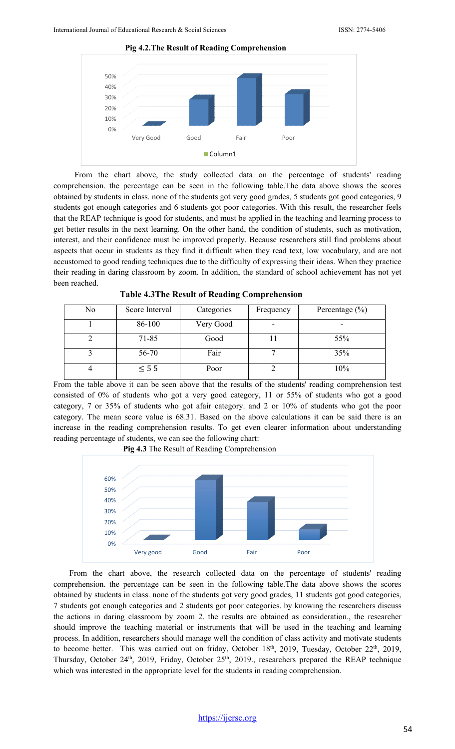**Pig 4.2.The Result of Reading Comprehension**

From the chart above, the study collected data on the percentage of students' reading comprehension. the percentage can be seen in the following table.The data above shows the scores obtained by students in class. none of the students got very good grades, 5 students got good categories, 9 students got enough categories and 6 students got poor categories. With this result, the researcher feels that the REAP technique is good for students, and must be applied in the teaching and learning process to get better results in the next learning. On the other hand, the condition of students, such as motivation, interest, and their confidence must be improved properly. Because researchers still find problems about aspects that occur in students as they find it difficult when they read text, low vocabulary, and are not accustomed to good reading techniques due to the difficulty of expressing their ideas. When they practice their reading in daring classroom by zoom. In addition, the standard of school achievement has not yet been reached.

**Table 4.3The Result of Reading Comprehension**

| No | Score Interval | Categories | Frequency | Percentage (%) |
|---|---|---|---|---|
| 1 | 86-100 | Very Good | - | - |
| 2 | 71-85 | Good | 11 | 55% |
| 3 | 56-70 | Fair | 7 | 35% |
| 4 | ≤ 5 5 | Poor | 2 | 10% |

From the table above it can be seen above that the results of the students' reading comprehension test consisted of 0% of students who got a very good category, 11 or 55% of students who got a good category, 7 or 35% of students who got afair category. and 2 or 10% of students who got the poor category. The mean score value is 68.31. Based on the above calculations it can be said there is an increase in the reading comprehension results. To get even clearer information about understanding reading percentage of students, we can see the following chart:

**Pig 4.3** The Result of Reading Comprehension

From the chart above, the research collected data on the percentage of students' reading comprehension. the percentage can be seen in the following table.The data above shows the scores obtained by students in class. none of the students got very good grades, 11 students got good categories, 7 students got enough categories and 2 students got poor categories. by knowing the researchers discuss the actions in daring classroom by zoom 2. the results are obtained as consideration., the researcher should improve the teaching material or instruments that will be used in the teaching and learning process. In addition, researchers should manage well the condition of class activity and motivate students to become better. This was carried out on friday, October 18th, 2019, Tuesday, October 22th, 2019, Thursday, October 24th, 2019, Friday, October 25th, 2019., researchers prepared the REAP technique which was interested in the appropriate level for the students in reading comprehension.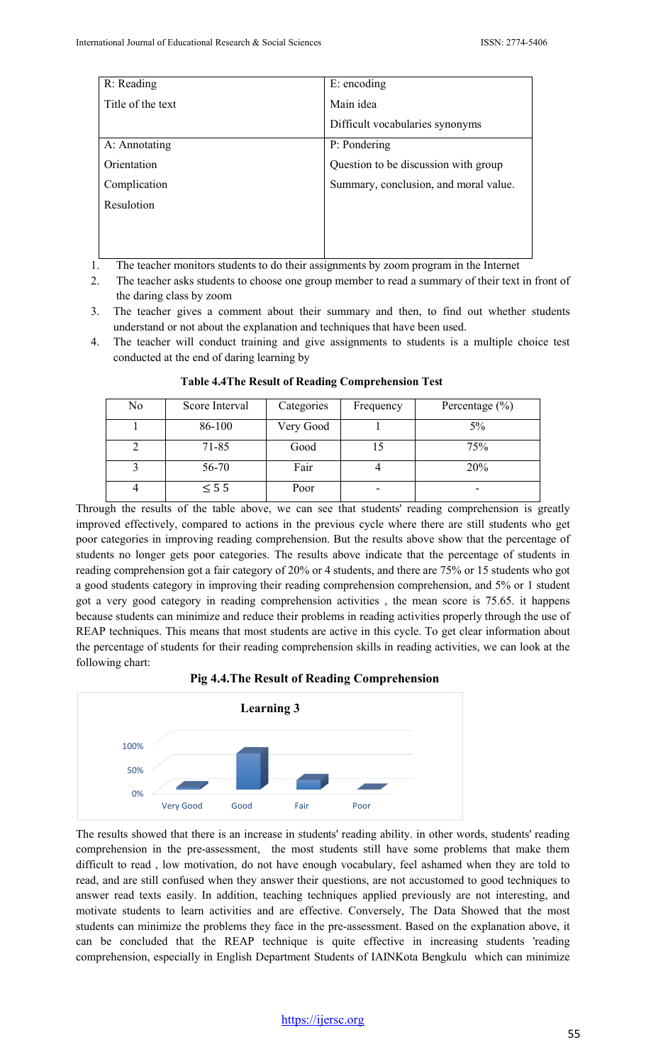| R: Reading | E: encoding |
|---|---|
| Title of the text | Main idea |
| | Difficult vocabularies synonyms |
| A: Annotating | P: Pondering |
| Orientation | Question to be discussion with group |
| Complication | Summary, conclusion, and moral value. |
| Resulotion | |

1. The teacher monitors students to do their assignments by zoom program in the Internet
2. The teacher asks students to choose one group member to read a summary of their text in front of the daring class by zoom
3. The teacher gives a comment about their summary and then, to find out whether students understand or not about the explanation and techniques that have been used.
4. The teacher will conduct training and give assignments to students is a multiple choice test conducted at the end of daring learning by

**Table 4.4The Result of Reading Comprehension Test**

| No | Score Interval | Categories | Frequency | Percentage (%) |
|---|---|---|---|---|
| 1 | 86-100 | Very Good | 1 | 5% |
| 2 | 71-85 | Good | 15 | 75% |
| 3 | 56-70 | Fair | 4 | 20% |
| 4 | ≤ 5 5 | Poor | - | - |

Through the results of the table above, we can see that students' reading comprehension is greatly improved effectively, compared to actions in the previous cycle where there are still students who get poor categories in improving reading comprehension. But the results above show that the percentage of students no longer gets poor categories. The results above indicate that the percentage of students in reading comprehension got a fair category of 20% or 4 students, and there are 75% or 15 students who got a good students category in improving their reading comprehension comprehension, and 5% or 1 student got a very good category in reading comprehension activities , the mean score is 75.65. it happens because students can minimize and reduce their problems in reading activities properly through the use of REAP techniques. This means that most students are active in this cycle. To get clear information about the percentage of students for their reading comprehension skills in reading activities, we can look at the following chart:

**Pig 4.4.The Result of Reading Comprehension**

Learning 3

The results showed that there is an increase in students' reading ability. in other words, students' reading comprehension in the pre-assessment, the most students still have some problems that make them difficult to read , low motivation, do not have enough vocabulary, feel ashamed when they are told to read, and are still confused when they answer their questions, are not accustomed to good techniques to answer read texts easily. In addition, teaching techniques applied previously are not interesting, and motivate students to learn activities and are effective. Conversely, The Data Showed that the most students can minimize the problems they face in the pre-assessment. Based on the explanation above, it can be concluded that the REAP technique is quite effective in increasing students 'reading comprehension, especially in English Department Students of IAINKota Bengkulu which can minimize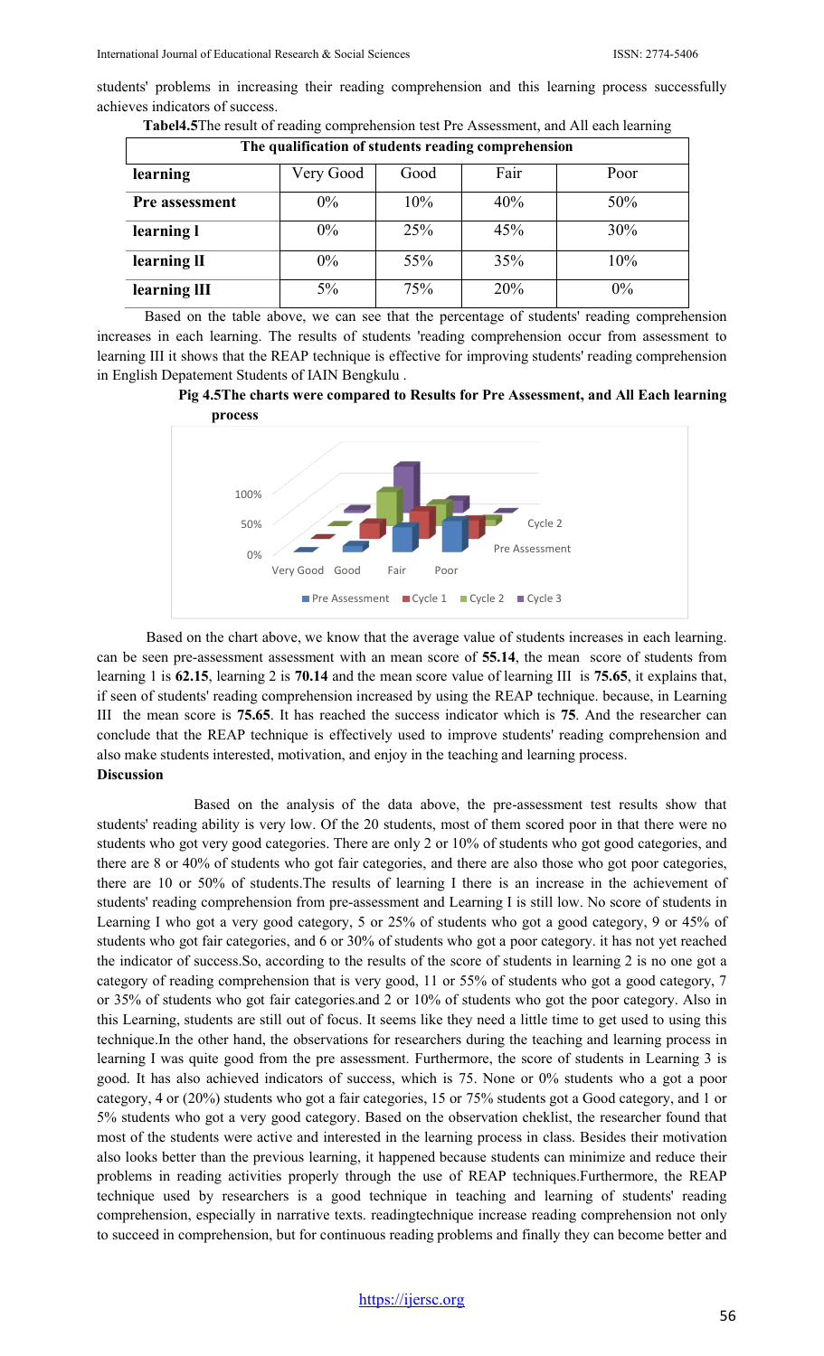students' problems in increasing their reading comprehension and this learning process successfully achieves indicators of success.

**Tabel4.5**The result of reading comprehension test Pre Assessment, and All each learning

| The qualification of students reading comprehension | | | | |
|---|---|---|---|---|
| **learning** | Very Good | Good | Fair | Poor |
| **Pre assessment** | 0% | 10% | 40% | 50% |
| **learning I** | 0% | 25% | 45% | 30% |
| **learning II** | 0% | 55% | 35% | 10% |
| **learning III** | 5% | 75% | 20% | 0% |

Based on the table above, we can see that the percentage of students' reading comprehension increases in each learning. The results of students 'reading comprehension occur from assessment to learning III it shows that the REAP technique is effective for improving students' reading comprehension in English Depatement Students of IAIN Bengkulu .

**Pig 4.5The charts were compared to Results for Pre Assessment, and All Each learning process**

Based on the chart above, we know that the average value of students increases in each learning. can be seen pre-assessment assessment with an mean score of **55.14**, the mean score of students from learning 1 is **62.15**, learning 2 is **70.14** and the mean score value of learning III is **75.65**, it explains that, if seen of students' reading comprehension increased by using the REAP technique. because, in Learning III the mean score is **75.65**. It has reached the success indicator which is **75**. And the researcher can conclude that the REAP technique is effectively used to improve students' reading comprehension and also make students interested, motivation, and enjoy in the teaching and learning process.

**Discussion**

Based on the analysis of the data above, the pre-assessment test results show that students' reading ability is very low. Of the 20 students, most of them scored poor in that there were no students who got very good categories. There are only 2 or 10% of students who got good categories, and there are 8 or 40% of students who got fair categories, and there are also those who got poor categories, there are 10 or 50% of students.The results of learning I there is an increase in the achievement of students' reading comprehension from pre-assessment and Learning I is still low. No score of students in Learning I who got a very good category, 5 or 25% of students who got a good category, 9 or 45% of students who got fair categories, and 6 or 30% of students who got a poor category. it has not yet reached the indicator of success.So, according to the results of the score of students in learning 2 is no one got a category of reading comprehension that is very good, 11 or 55% of students who got a good category, 7 or 35% of students who got fair categories.and 2 or 10% of students who got the poor category. Also in this Learning, students are still out of focus. It seems like they need a little time to get used to using this technique.In the other hand, the observations for researchers during the teaching and learning process in learning I was quite good from the pre assessment. Furthermore, the score of students in Learning 3 is good. It has also achieved indicators of success, which is 75. None or 0% students who a got a poor category, 4 or (20%) students who got a fair categories, 15 or 75% students got a Good category, and 1 or 5% students who got a very good category. Based on the observation cheklist, the researcher found that most of the students were active and interested in the learning process in class. Besides their motivation also looks better than the previous learning, it happened because students can minimize and reduce their problems in reading activities properly through the use of REAP techniques.Furthermore, the REAP technique used by researchers is a good technique in teaching and learning of students' reading comprehension, especially in narrative texts. readingtechnique increase reading comprehension not only to succeed in comprehension, but for continuous reading problems and finally they can become better and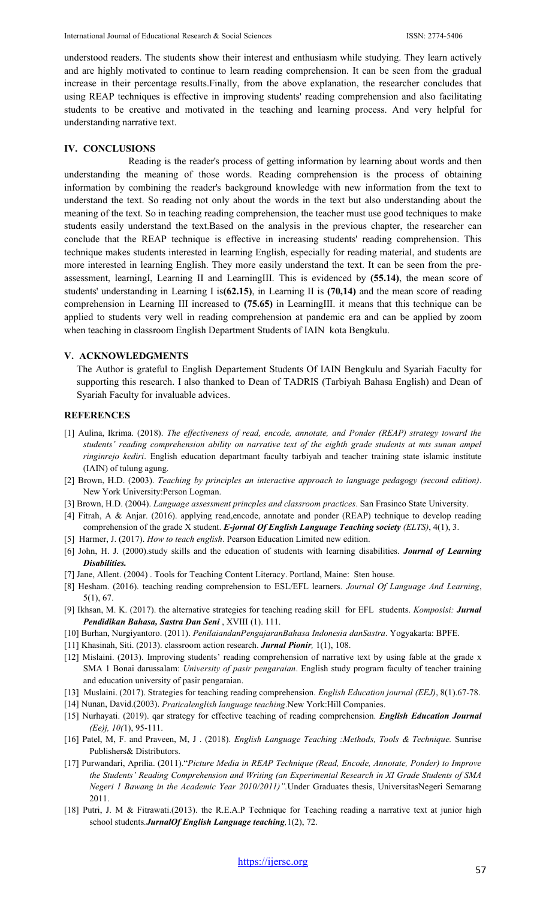understood readers. The students show their interest and enthusiasm while studying. They learn actively and are highly motivated to continue to learn reading comprehension. It can be seen from the gradual increase in their percentage results.Finally, from the above explanation, the researcher concludes that using REAP techniques is effective in improving students' reading comprehension and also facilitating students to be creative and motivated in the teaching and learning process. And very helpful for understanding narrative text.

## IV. CONCLUSIONS

Reading is the reader's process of getting information by learning about words and then understanding the meaning of those words. Reading comprehension is the process of obtaining information by combining the reader's background knowledge with new information from the text to understand the text. So reading not only about the words in the text but also understanding about the meaning of the text. So in teaching reading comprehension, the teacher must use good techniques to make students easily understand the text.Based on the analysis in the previous chapter, the researcher can conclude that the REAP technique is effective in increasing students' reading comprehension. This technique makes students interested in learning English, especially for reading material, and students are more interested in learning English. They more easily understand the text. It can be seen from the pre-assessment, learningI, Learning II and LearningIII. This is evidenced by **(55.14)**, the mean score of students' understanding in Learning I is**(62.15)**, in Learning II is **(70,14)** and the mean score of reading comprehension in Learning III increased to **(75.65)** in LearningIII. it means that this technique can be applied to students very well in reading comprehension at pandemic era and can be applied by zoom when teaching in classroom English Department Students of IAIN kota Bengkulu.

## V. ACKNOWLEDGMENTS

The Author is grateful to English Departement Students Of IAIN Bengkulu and Syariah Faculty for supporting this research. I also thanked to Dean of TADRIS (Tarbiyah Bahasa English) and Dean of Syariah Faculty for invaluable advices.

## REFERENCES

[1] Aulina, Ikrima. (2018). *The effectiveness of read, encode, annotate, and Ponder (REAP) strategy toward the students' reading comprehension ability on narrative text of the eighth grade students at mts sunan ampel ringinrejo kediri*. English education departmant faculty tarbiyah and teacher training state islamic institute (IAIN) of tulung agung.

[2] Brown, H.D. (2003). *Teaching by principles an interactive approach to language pedagogy (second edition)*. New York University:Person Logman.

[3] Brown, H.D. (2004). *Language assessment princples and classroom practices*. San Frasinco State University.

[4] Fitrah, A & Anjar. (2016). applying read,encode, annotate and ponder (REAP) technique to develop reading comprehension of the grade X student. ***E-jornal Of English Language Teaching society*** *(ELTS)*, 4(1), 3.

[5] Harmer, J. (2017). *How to teach english*. Pearson Education Limited new edition.

[6] John, H. J. (2000).study skills and the education of students with learning disabilities. ***Journal of Learning Disabilities.***

[7] Jane, Allent. (2004) . Tools for Teaching Content Literacy. Portland, Maine: Sten house.

[8] Hesham. (2016). teaching reading comprehension to ESL/EFL learners. *Journal Of Language And Learning*, 5(1), 67.

[9] Ikhsan, M. K. (2017). the alternative strategies for teaching reading skill for EFL students. *Komposisi:* ***Jurnal Pendidikan Bahasa, Sastra Dan Seni*** , XVIII (1). 111.

[10] Burhan, Nurgiyantoro. (2011). *PenilaiandanPengajaranBahasa Indonesia danSastra*. Yogyakarta: BPFE.

[11] Khasinah, Siti. (2013). classroom action research. ***Jurnal Pionir,*** 1(1), 108.

[12] Mislaini. (2013). Improving students' reading comprehension of narrative text by using fable at the grade x SMA 1 Bonai darussalam: *University of pasir pengaraian*. English study program faculty of teacher training and education university of pasir pengaraian.

[13] Muslaini. (2017). Strategies for teaching reading comprehension. *English Education journal (EEJ)*, 8(1).67-78.

[14] Nunan, David.(2003). *Praticalenglish language teaching*.New York:Hill Companies.

[15] Nurhayati. (2019). qar strategy for effective teaching of reading comprehension. ***English Education Journal*** *(Ee)j, 10(*1), 95-111.

[16] Patel, M, F. and Praveen, M, J . (2018). *English Language Teaching :Methods, Tools & Technique.* Sunrise Publishers& Distributors.

[17] Purwandari, Aprilia. (2011).“*Picture Media in REAP Technique (Read, Encode, Annotate, Ponder) to Improve the Students' Reading Comprehension and Writing (an Experimental Research in XI Grade Students of SMA Negeri 1 Bawang in the Academic Year 2010/2011)”.*Under Graduates thesis, UniversitasNegeri Semarang 2011.

[18] Putri, J. M & Fitrawati.(2013). the R.E.A.P Technique for Teaching reading a narrative text at junior high school students.***JurnalOf English Language teaching***,1(2), 72.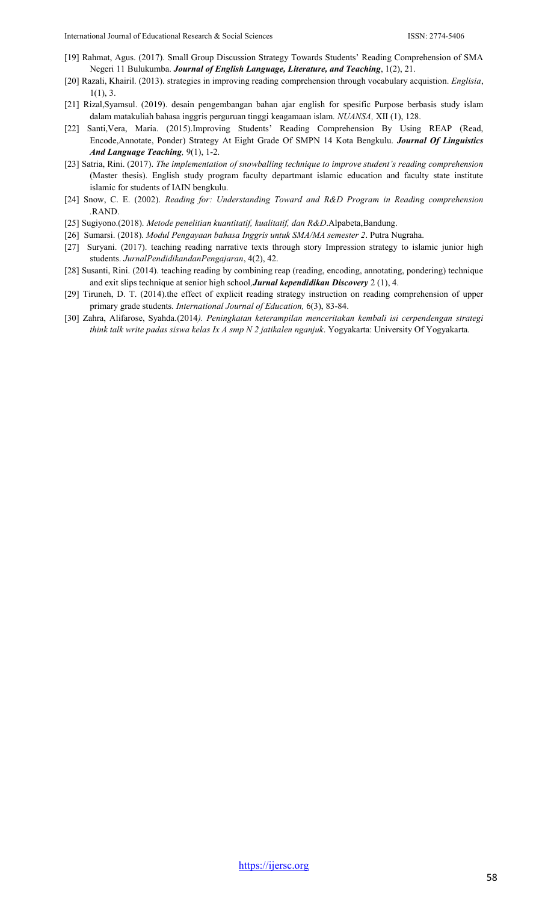[19] Rahmat, Agus. (2017). Small Group Discussion Strategy Towards Students' Reading Comprehension of SMA Negeri 11 Bulukumba. ***Journal of English Language, Literature, and Teaching***, 1(2), 21.

[20] Razali, Khairil. (2013). strategies in improving reading comprehension through vocabulary acquistion. *Englisia*, 1(1), 3.

[21] Rizal,Syamsul. (2019). desain pengembangan bahan ajar english for spesific Purpose berbasis study islam dalam matakuliah bahasa inggris perguruan tinggi keagamaan islam. *NUANSA,* XII (1), 128.

[22] Santi,Vera, Maria. (2015).Improving Students' Reading Comprehension By Using REAP (Read, Encode,Annotate, Ponder) Strategy At Eight Grade Of SMPN 14 Kota Bengkulu. ***Journal Of Linguistics And Language Teaching**,* 9(1), 1-2.

[23] Satria, Rini. (2017). *The implementation of snowballing technique to improve student's reading comprehension* (Master thesis). English study program faculty departmant islamic education and faculty state institute islamic for students of IAIN bengkulu.

[24] Snow, C. E. (2002). *Reading for: Understanding Toward and R&D Program in Reading comprehension* .RAND.

[25] Sugiyono.(2018). *Metode penelitian kuantitatif, kualitatif, dan R&D*.Alpabeta,Bandung.

[26] Sumarsi. (2018). *Modul Pengayaan bahasa Inggris untuk SMA/MA semester 2*. Putra Nugraha.

[27] Suryani. (2017). teaching reading narrative texts through story Impression strategy to islamic junior high students. *JurnalPendidikandanPengajaran*, 4(2), 42.

[28] Susanti, Rini. (2014). teaching reading by combining reap (reading, encoding, annotating, pondering) technique and exit slips technique at senior high school,***Jurnal kependidikan Discovery*** 2 (1), 4.

[29] Tiruneh, D. T. (2014).the effect of explicit reading strategy instruction on reading comprehension of upper primary grade students*. International Journal of Education,* 6(3), 83-84.

[30] Zahra, Alifarose, Syahda.(2014*). Peningkatan keterampilan menceritakan kembali isi cerpendengan strategi think talk write padas siswa kelas Ix A smp N 2 jatikalen nganjuk*. Yogyakarta: University Of Yogyakarta.